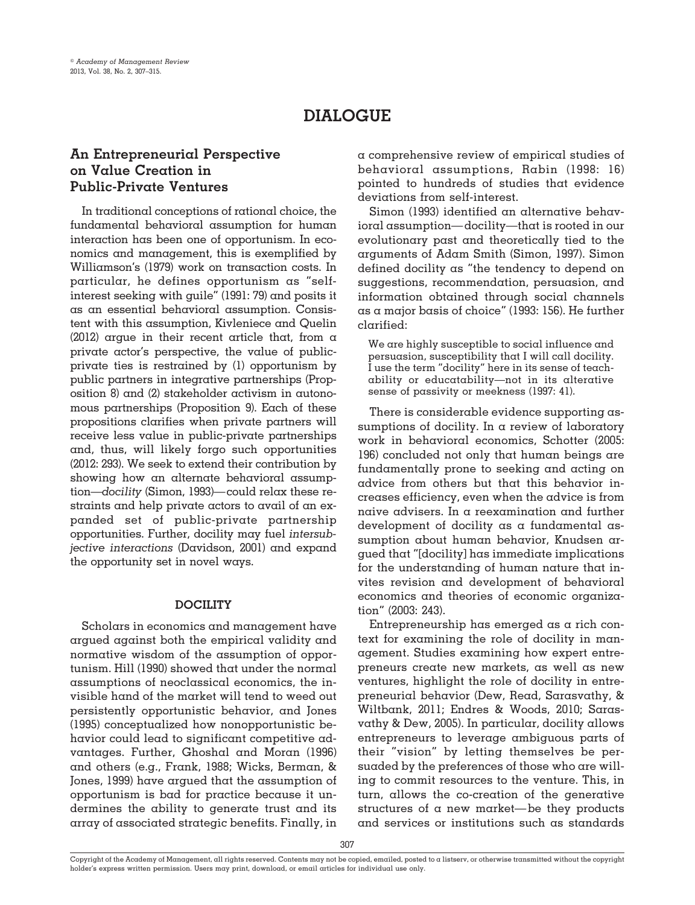# DIALOGUE

## An Entrepreneurial Perspective on Value Creation in Public-Private Ventures

In traditional conceptions of rational choice, the fundamental behavioral assumption for human interaction has been one of opportunism. In economics and management, this is exemplified by Williamson's (1979) work on transaction costs. In particular, he defines opportunism as "self-interest seeking with guile" (1991: 79) and posits it as an essential behavioral assumption. Consistent with this assumption, Kivleniece and Quelin (2012) argue in their recent article that, from a private actor's perspective, the value of public-private ties is restrained by (1) opportunism by public partners in integrative partnerships (Proposition 8) and (2) stakeholder activism in autonomous partnerships (Proposition 9). Each of these propositions clarifies when private partners will receive less value in public-private partnerships and, thus, will likely forgo such opportunities (2012: 293). We seek to extend their contribution by showing how an alternate behavioral assumption—*docility* (Simon, 1993)—could relax these restraints and help private actors to avail of an expanded set of public-private partnership opportunities. Further, docility may fuel *intersubjective interactions* (Davidson, 2001) and expand the opportunity set in novel ways.

### DOCILITY

Scholars in economics and management have argued against both the empirical validity and normative wisdom of the assumption of opportunism. Hill (1990) showed that under the normal assumptions of neoclassical economics, the invisible hand of the market will tend to weed out persistently opportunistic behavior, and Jones (1995) conceptualized how nonopportunistic behavior could lead to significant competitive advantages. Further, Ghoshal and Moran (1996) and others (e.g., Frank, 1988; Wicks, Berman, & Jones, 1999) have argued that the assumption of opportunism is bad for practice because it undermines the ability to generate trust and its array of associated strategic benefits. Finally, in a comprehensive review of empirical studies of behavioral assumptions, Rabin (1998: 16) pointed to hundreds of studies that evidence deviations from self-interest.

Simon (1993) identified an alternative behavioral assumption—docility—that is rooted in our evolutionary past and theoretically tied to the arguments of Adam Smith (Simon, 1997). Simon defined docility as "the tendency to depend on suggestions, recommendation, persuasion, and information obtained through social channels as a major basis of choice" (1993: 156). He further clarified:

> We are highly susceptible to social influence and persuasion, susceptibility that I will call docility. I use the term "docility" here in its sense of teachability or educatability—not in its alterative sense of passivity or meekness (1997: 41).

There is considerable evidence supporting assumptions of docility. In a review of laboratory work in behavioral economics, Schotter (2005: 196) concluded not only that human beings are fundamentally prone to seeking and acting on advice from others but that this behavior increases efficiency, even when the advice is from naive advisers. In a reexamination and further development of docility as a fundamental assumption about human behavior, Knudsen argued that "[docility] has immediate implications for the understanding of human nature that invites revision and development of behavioral economics and theories of economic organization" (2003: 243).

Entrepreneurship has emerged as a rich context for examining the role of docility in management. Studies examining how expert entrepreneurs create new markets, as well as new ventures, highlight the role of docility in entrepreneurial behavior (Dew, Read, Sarasvathy, & Wiltbank, 2011; Endres & Woods, 2010; Sarasvathy & Dew, 2005). In particular, docility allows entrepreneurs to leverage ambiguous parts of their "vision" by letting themselves be persuaded by the preferences of those who are willing to commit resources to the venture. This, in turn, allows the co-creation of the generative structures of a new market—be they products and services or institutions such as standards

Copyright of the Academy of Management, all rights reserved. Contents may not be copied, emailed, posted to a listserv, or otherwise transmitted without the copyright holder's express written permission. Users may print, download, or email articles for individual use only.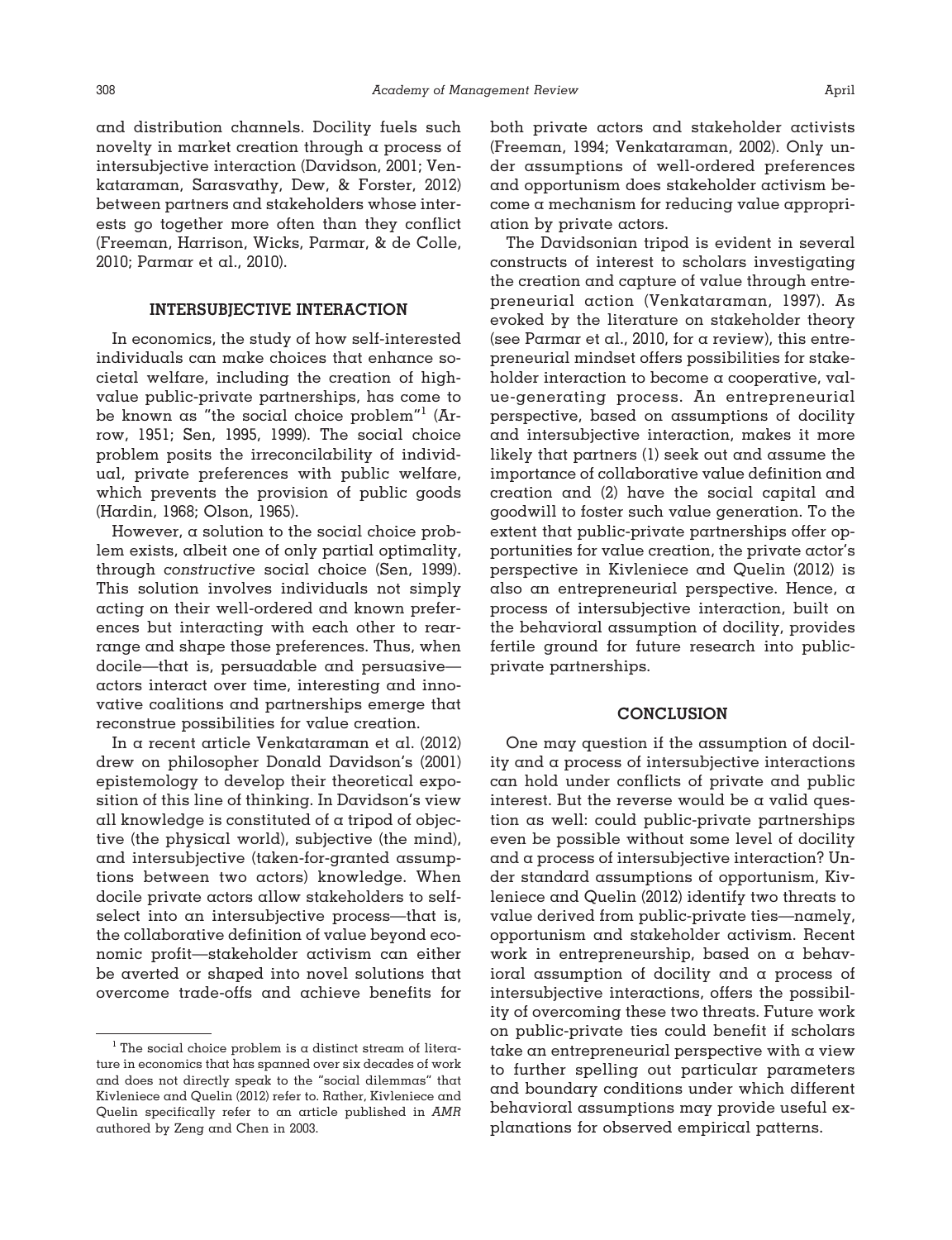and distribution channels. Docility fuels such novelty in market creation through a process of intersubjective interaction (Davidson, 2001; Venkataraman, Sarasvathy, Dew, & Forster, 2012) between partners and stakeholders whose interests go together more often than they conflict (Freeman, Harrison, Wicks, Parmar, & de Colle, 2010; Parmar et al., 2010).

## INTERSUBJECTIVE INTERACTION

In economics, the study of how self-interested individuals can make choices that enhance societal welfare, including the creation of high-value public-private partnerships, has come to be known as "the social choice problem"[1] (Arrow, 1951; Sen, 1995, 1999). The social choice problem posits the irreconcilability of individual, private preferences with public welfare, which prevents the provision of public goods (Hardin, 1968; Olson, 1965).

However, a solution to the social choice problem exists, albeit one of only partial optimality, through *constructive* social choice (Sen, 1999). This solution involves individuals not simply acting on their well-ordered and known preferences but interacting with each other to rearrange and shape those preferences. Thus, when docile—that is, persuadable and persuasive—actors interact over time, interesting and innovative coalitions and partnerships emerge that reconstrue possibilities for value creation.

In a recent article Venkataraman et al. (2012) drew on philosopher Donald Davidson's (2001) epistemology to develop their theoretical exposition of this line of thinking. In Davidson's view all knowledge is constituted of a tripod of objective (the physical world), subjective (the mind), and intersubjective (taken-for-granted assumptions between two actors) knowledge. When docile private actors allow stakeholders to self-select into an intersubjective process—that is, the collaborative definition of value beyond economic profit—stakeholder activism can either be averted or shaped into novel solutions that overcome trade-offs and achieve benefits for both private actors and stakeholder activists (Freeman, 1994; Venkataraman, 2002). Only under assumptions of well-ordered preferences and opportunism does stakeholder activism become a mechanism for reducing value appropriation by private actors.

The Davidsonian tripod is evident in several constructs of interest to scholars investigating the creation and capture of value through entrepreneurial action (Venkataraman, 1997). As evoked by the literature on stakeholder theory (see Parmar et al., 2010, for a review), this entrepreneurial mindset offers possibilities for stakeholder interaction to become a cooperative, value-generating process. An entrepreneurial perspective, based on assumptions of docility and intersubjective interaction, makes it more likely that partners (1) seek out and assume the importance of collaborative value definition and creation and (2) have the social capital and goodwill to foster such value generation. To the extent that public-private partnerships offer opportunities for value creation, the private actor's perspective in Kivleniece and Quelin (2012) is also an entrepreneurial perspective. Hence, a process of intersubjective interaction, built on the behavioral assumption of docility, provides fertile ground for future research into public-private partnerships.

## CONCLUSION

One may question if the assumption of docility and a process of intersubjective interactions can hold under conflicts of private and public interest. But the reverse would be a valid question as well: could public-private partnerships even be possible without some level of docility and a process of intersubjective interaction? Under standard assumptions of opportunism, Kivleniece and Quelin (2012) identify two threats to value derived from public-private ties—namely, opportunism and stakeholder activism. Recent work in entrepreneurship, based on a behavioral assumption of docility and a process of intersubjective interactions, offers the possibility of overcoming these two threats. Future work on public-private ties could benefit if scholars take an entrepreneurial perspective with a view to further spelling out particular parameters and boundary conditions under which different behavioral assumptions may provide useful explanations for observed empirical patterns.

[1] The social choice problem is a distinct stream of literature in economics that has spanned over six decades of work and does not directly speak to the "social dilemmas" that Kivleniece and Quelin (2012) refer to. Rather, Kivleniece and Quelin specifically refer to an article published in *AMR* authored by Zeng and Chen in 2003.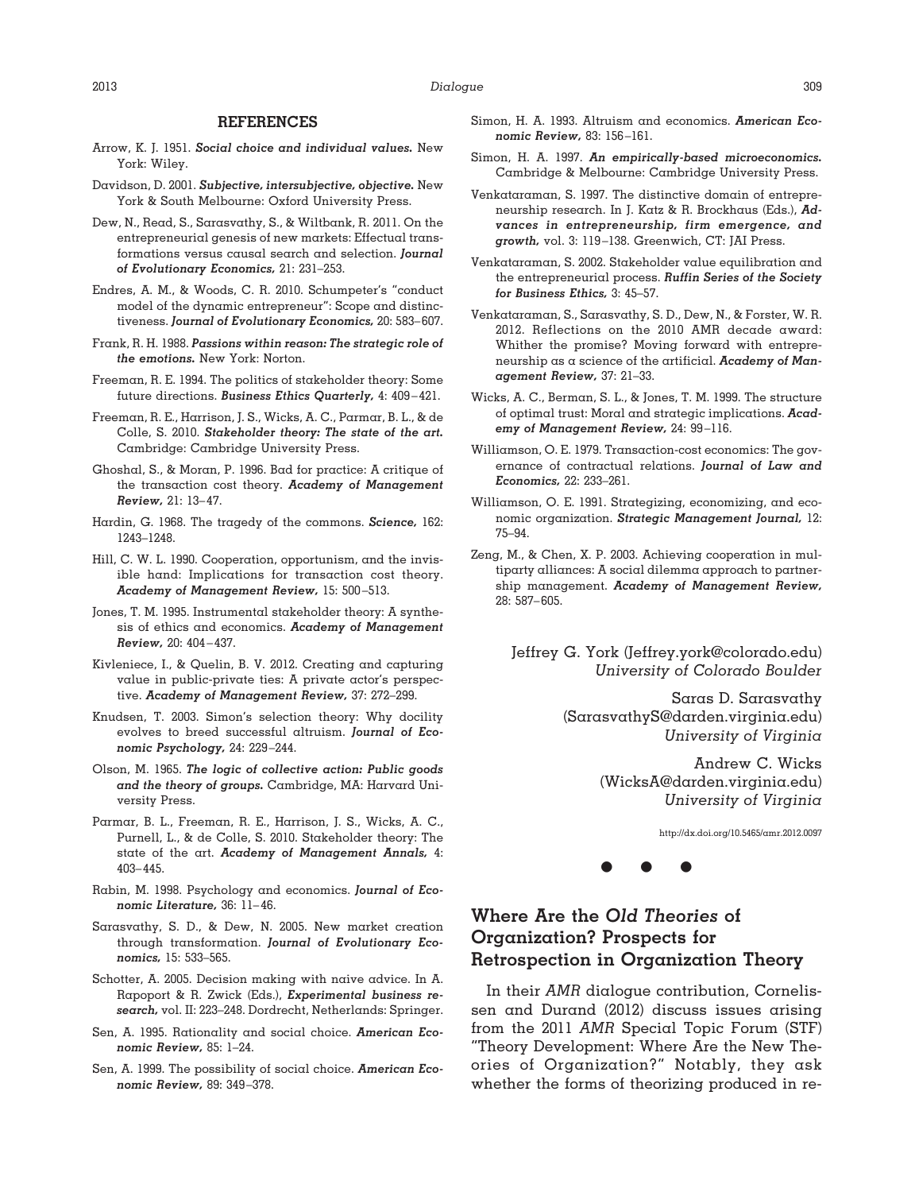## REFERENCES

Arrow, K. J. 1951. ***Social choice and individual values.*** New York: Wiley.

Davidson, D. 2001. ***Subjective, intersubjective, objective.*** New York & South Melbourne: Oxford University Press.

Dew, N., Read, S., Sarasvathy, S., & Wiltbank, R. 2011. On the entrepreneurial genesis of new markets: Effectual transformations versus causal search and selection. ***Journal of Evolutionary Economics,*** 21: 231–253.

Endres, A. M., & Woods, C. R. 2010. Schumpeter's "conduct model of the dynamic entrepreneur": Scope and distinctiveness. ***Journal of Evolutionary Economics,*** 20: 583–607.

Frank, R. H. 1988. ***Passions within reason: The strategic role of the emotions.*** New York: Norton.

Freeman, R. E. 1994. The politics of stakeholder theory: Some future directions. ***Business Ethics Quarterly,*** 4: 409–421.

Freeman, R. E., Harrison, J. S., Wicks, A. C., Parmar, B. L., & de Colle, S. 2010. ***Stakeholder theory: The state of the art.*** Cambridge: Cambridge University Press.

Ghoshal, S., & Moran, P. 1996. Bad for practice: A critique of the transaction cost theory. ***Academy of Management Review,*** 21: 13–47.

Hardin, G. 1968. The tragedy of the commons. ***Science,*** 162: 1243–1248.

Hill, C. W. L. 1990. Cooperation, opportunism, and the invisible hand: Implications for transaction cost theory. ***Academy of Management Review,*** 15: 500–513.

Jones, T. M. 1995. Instrumental stakeholder theory: A synthesis of ethics and economics. ***Academy of Management Review,*** 20: 404–437.

Kivleniece, I., & Quelin, B. V. 2012. Creating and capturing value in public-private ties: A private actor's perspective. ***Academy of Management Review,*** 37: 272–299.

Knudsen, T. 2003. Simon's selection theory: Why docility evolves to breed successful altruism. ***Journal of Economic Psychology,*** 24: 229–244.

Olson, M. 1965. ***The logic of collective action: Public goods and the theory of groups.*** Cambridge, MA: Harvard University Press.

Parmar, B. L., Freeman, R. E., Harrison, J. S., Wicks, A. C., Purnell, L., & de Colle, S. 2010. Stakeholder theory: The state of the art. ***Academy of Management Annals,*** 4: 403–445.

Rabin, M. 1998. Psychology and economics. ***Journal of Economic Literature,*** 36: 11–46.

Sarasvathy, S. D., & Dew, N. 2005. New market creation through transformation. ***Journal of Evolutionary Economics,*** 15: 533–565.

Schotter, A. 2005. Decision making with naive advice. In A. Rapoport & R. Zwick (Eds.), ***Experimental business research,*** vol. II: 223–248. Dordrecht, Netherlands: Springer.

Sen, A. 1995. Rationality and social choice. ***American Economic Review,*** 85: 1–24.

Sen, A. 1999. The possibility of social choice. ***American Economic Review,*** 89: 349–378.

Simon, H. A. 1993. Altruism and economics. ***American Economic Review,*** 83: 156–161.

Simon, H. A. 1997. ***An empirically-based microeconomics.*** Cambridge & Melbourne: Cambridge University Press.

Venkataraman, S. 1997. The distinctive domain of entrepreneurship research. In J. Katz & R. Brockhaus (Eds.), ***Advances in entrepreneurship, firm emergence, and growth,*** vol. 3: 119–138. Greenwich, CT: JAI Press.

Venkataraman, S. 2002. Stakeholder value equilibration and the entrepreneurial process. ***Ruffin Series of the Society for Business Ethics,*** 3: 45–57.

Venkataraman, S., Sarasvathy, S. D., Dew, N., & Forster, W. R. 2012. Reflections on the 2010 AMR decade award: Whither the promise? Moving forward with entrepreneurship as a science of the artificial. ***Academy of Management Review,*** 37: 21–33.

Wicks, A. C., Berman, S. L., & Jones, T. M. 1999. The structure of optimal trust: Moral and strategic implications. ***Academy of Management Review,*** 24: 99–116.

Williamson, O. E. 1979. Transaction-cost economics: The governance of contractual relations. ***Journal of Law and Economics,*** 22: 233–261.

Williamson, O. E. 1991. Strategizing, economizing, and economic organization. ***Strategic Management Journal,*** 12: 75–94.

Zeng, M., & Chen, X. P. 2003. Achieving cooperation in multiparty alliances: A social dilemma approach to partnership management. ***Academy of Management Review,*** 28: 587–605.

Jeffrey G. York (Jeffrey.york@colorado.edu)
*University of Colorado Boulder*

Saras D. Sarasvathy
(SarasvathyS@darden.virginia.edu)
*University of Virginia*

Andrew C. Wicks
(WicksA@darden.virginia.edu)
*University of Virginia*

http://dx.doi.org/10.5465/amr.2012.0097

● ● ●

## Where Are the *Old Theories* of Organization? Prospects for Retrospection in Organization Theory

In their *AMR* dialogue contribution, Cornelissen and Durand (2012) discuss issues arising from the 2011 *AMR* Special Topic Forum (STF) "Theory Development: Where Are the New Theories of Organization?" Notably, they ask whether the forms of theorizing produced in re-